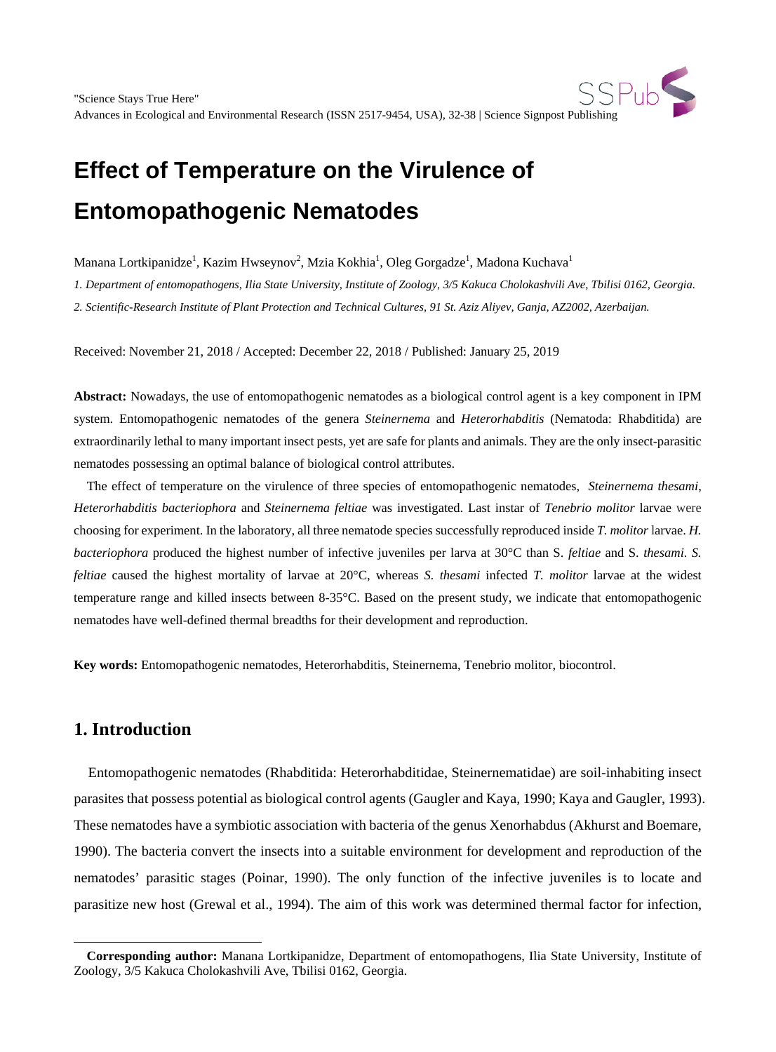# Effect of Temperature on the Virulence of Entomopathogenic Nematodes

Manana Lortkipanidze[1], Kazim Hwseynov[2], Mzia Kokhia[1], Oleg Gorgadze[1], Madona Kuchava[1]

*1. Department of entomopathogens, Ilia State University, Institute of Zoology, 3/5 Kakuca Cholokashvili Ave, Tbilisi 0162, Georgia.*

*2. Scientific-Research Institute of Plant Protection and Technical Cultures, 91 St. Aziz Aliyev, Ganja, AZ2002, Azerbaijan.*

Received: November 21, 2018 / Accepted: December 22, 2018 / Published: January 25, 2019

**Abstract:** Nowadays, the use of entomopathogenic nematodes as a biological control agent is a key component in IPM system. Entomopathogenic nematodes of the genera *Steinernema* and *Heterorhabditis* (Nematoda: Rhabditida) are extraordinarily lethal to many important insect pests, yet are safe for plants and animals. They are the only insect-parasitic nematodes possessing an optimal balance of biological control attributes.

The effect of temperature on the virulence of three species of entomopathogenic nematodes, *Steinernema thesami*, *Heterorhabditis bacteriophora* and *Steinernema feltiae* was investigated. Last instar of *Tenebrio molitor* larvae were choosing for experiment. In the laboratory, all three nematode species successfully reproduced inside *T. molitor* larvae. *H. bacteriophora* produced the highest number of infective juveniles per larva at 30°C than S. *feltiae* and S. *thesami. S. feltiae* caused the highest mortality of larvae at 20°C, whereas *S. thesami* infected *T. molitor* larvae at the widest temperature range and killed insects between 8-35°C. Based on the present study, we indicate that entomopathogenic nematodes have well-defined thermal breadths for their development and reproduction.

**Key words:** Entomopathogenic nematodes, Heterorhabditis, Steinernema, Tenebrio molitor, biocontrol.

## 1. Introduction

Entomopathogenic nematodes (Rhabditida: Heterorhabditidae, Steinernematidae) are soil-inhabiting insect parasites that possess potential as biological control agents (Gaugler and Kaya, 1990; Kaya and Gaugler, 1993). These nematodes have a symbiotic association with bacteria of the genus Xenorhabdus (Akhurst and Boemare, 1990). The bacteria convert the insects into a suitable environment for development and reproduction of the nematodes' parasitic stages (Poinar, 1990). The only function of the infective juveniles is to locate and parasitize new host (Grewal et al., 1994). The aim of this work was determined thermal factor for infection,

**Corresponding author:** Manana Lortkipanidze, Department of entomopathogens, Ilia State University, Institute of Zoology, 3/5 Kakuca Cholokashvili Ave, Tbilisi 0162, Georgia.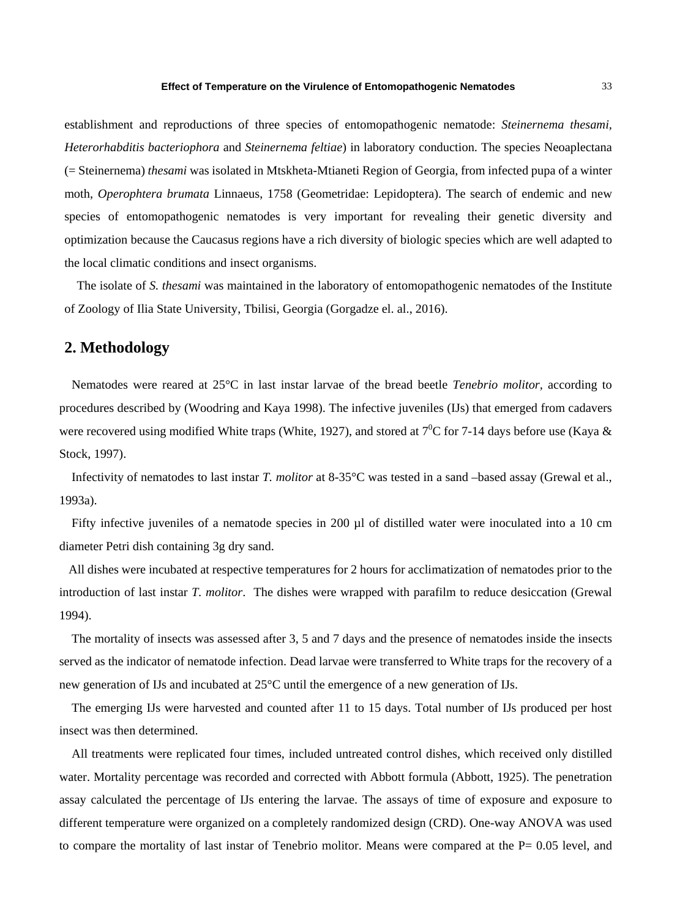establishment and reproductions of three species of entomopathogenic nematode: *Steinernema thesami*, *Heterorhabditis bacteriophora* and *Steinernema feltiae*) in laboratory conduction. The species Neoaplectana (= Steinernema) *thesami* was isolated in Mtskheta-Mtianeti Region of Georgia, from infected pupa of a winter moth, *Operophtera brumata* Linnaeus, 1758 (Geometridae: Lepidoptera). The search of endemic and new species of entomopathogenic nematodes is very important for revealing their genetic diversity and optimization because the Caucasus regions have a rich diversity of biologic species which are well adapted to the local climatic conditions and insect organisms.

The isolate of *S. thesami* was maintained in the laboratory of entomopathogenic nematodes of the Institute of Zoology of Ilia State University, Tbilisi, Georgia (Gorgadze el. al., 2016).

## 2. Methodology

Nematodes were reared at 25°C in last instar larvae of the bread beetle *Tenebrio molitor*, according to procedures described by (Woodring and Kaya 1998). The infective juveniles (IJs) that emerged from cadavers were recovered using modified White traps (White, 1927), and stored at $7^0$C for 7-14 days before use (Kaya & Stock, 1997).

Infectivity of nematodes to last instar *T. molitor* at 8-35°C was tested in a sand –based assay (Grewal et al., 1993a).

Fifty infective juveniles of a nematode species in 200 µl of distilled water were inoculated into a 10 cm diameter Petri dish containing 3g dry sand.

All dishes were incubated at respective temperatures for 2 hours for acclimatization of nematodes prior to the introduction of last instar *T. molitor*. The dishes were wrapped with parafilm to reduce desiccation (Grewal 1994).

The mortality of insects was assessed after 3, 5 and 7 days and the presence of nematodes inside the insects served as the indicator of nematode infection. Dead larvae were transferred to White traps for the recovery of a new generation of IJs and incubated at 25°C until the emergence of a new generation of IJs.

The emerging IJs were harvested and counted after 11 to 15 days. Total number of IJs produced per host insect was then determined.

All treatments were replicated four times, included untreated control dishes, which received only distilled water. Mortality percentage was recorded and corrected with Abbott formula (Abbott, 1925). The penetration assay calculated the percentage of IJs entering the larvae. The assays of time of exposure and exposure to different temperature were organized on a completely randomized design (CRD). One-way ANOVA was used to compare the mortality of last instar of Tenebrio molitor. Means were compared at the P= 0.05 level, and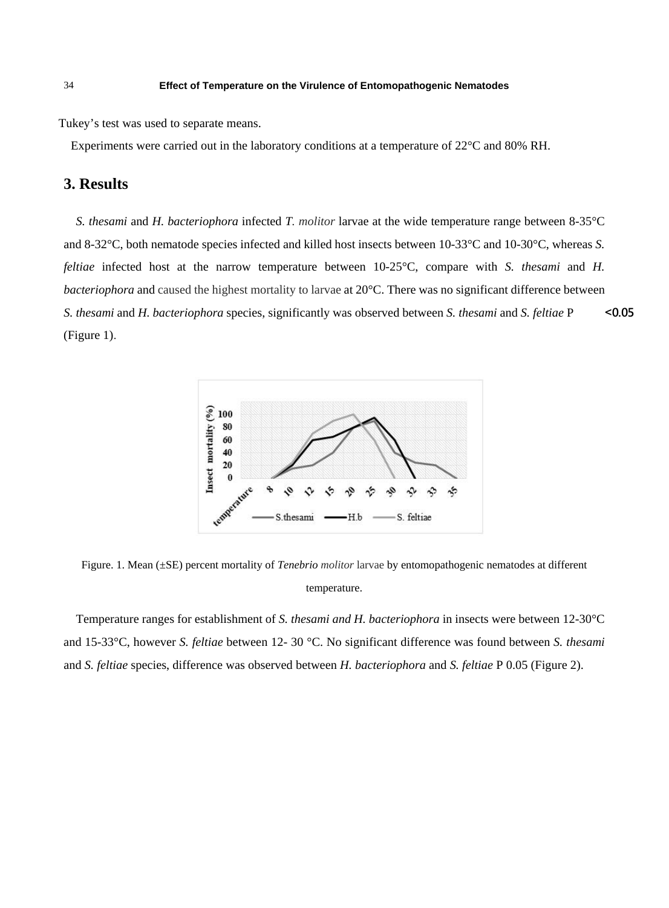Tukey's test was used to separate means.

Experiments were carried out in the laboratory conditions at a temperature of 22°C and 80% RH.

## 3. Results

*S. thesami* and *H. bacteriophora* infected *T. molitor* larvae at the wide temperature range between 8-35°C and 8-32°C, both nematode species infected and killed host insects between 10-33°C and 10-30°C, whereas *S. feltiae* infected host at the narrow temperature between 10-25°C, compare with *S. thesami* and *H. bacteriophora* and caused the highest mortality to larvae at 20°C. There was no significant difference between *S. thesami* and *H. bacteriophora* species, significantly was observed between *S. thesami* and *S. feltiae* P $<0.05$ (Figure 1).

Insect mortality (%)
100
80
60
40
20
0
temperature
8
10
12
15
20
25
30
32
33
35
S.thesami
H.b
S. feltiae

Figure. 1. Mean (±SE) percent mortality of *Tenebrio molitor* larvae by entomopathogenic nematodes at different temperature.

Temperature ranges for establishment of *S. thesami and H. bacteriophora* in insects were between 12-30°C and 15-33°C, however *S. feltiae* between 12- 30 °C. No significant difference was found between *S. thesami* and *S. feltiae* species, difference was observed between *H. bacteriophora* and *S. feltiae* P 0.05 (Figure 2).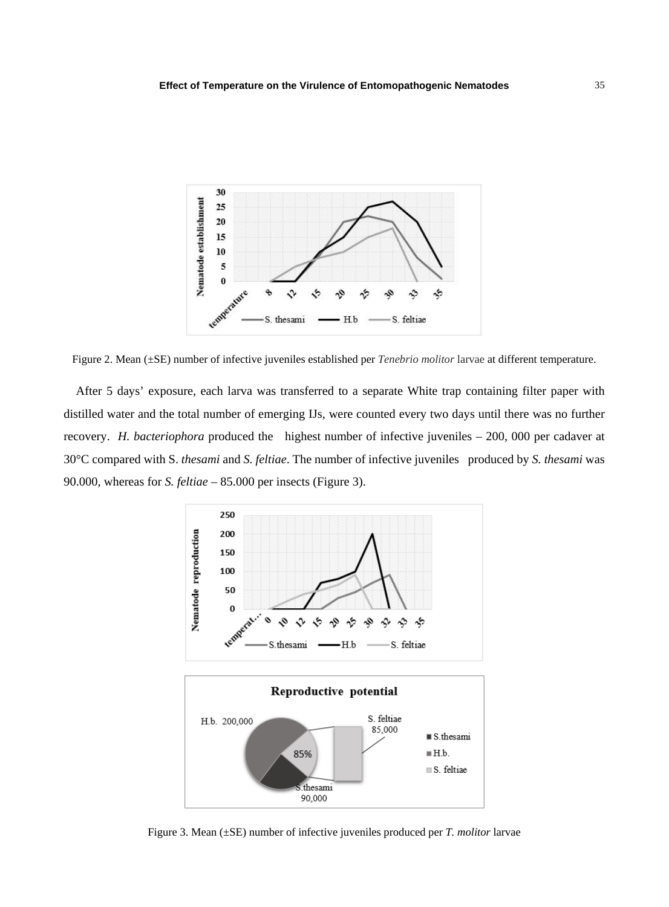Nematode establishment

30

25

20

15

10

5

0

temperature

8

12

15

20

25

30

33

35

S. thesami

H.b

S. feltiae

Figure 2. Mean (±SE) number of infective juveniles established per *Tenebrio molitor* larvae at different temperature.

After 5 days' exposure, each larva was transferred to a separate White trap containing filter paper with distilled water and the total number of emerging IJs, were counted every two days until there was no further recovery. *H. bacteriophora* produced the highest number of infective juveniles – 200, 000 per cadaver at 30°C compared with S. *thesami* and *S. feltiae*. The number of infective juveniles produced by *S. thesami* was 90.000, whereas for *S. feltiae* – 85.000 per insects (Figure 3).

Nematode reproduction

250

200

150

100

50

0

temperat...

0

10

12

15

20

25

30

32

33

35

S.thesami

H.b

S. feltiae

Reproductive potential

H.b. 200,000

S. feltiae 85,000

85%

S.thesami 90,000

S.thesami

H.b.

S. feltiae

Figure 3. Mean (±SE) number of infective juveniles produced per *T. molitor* larvae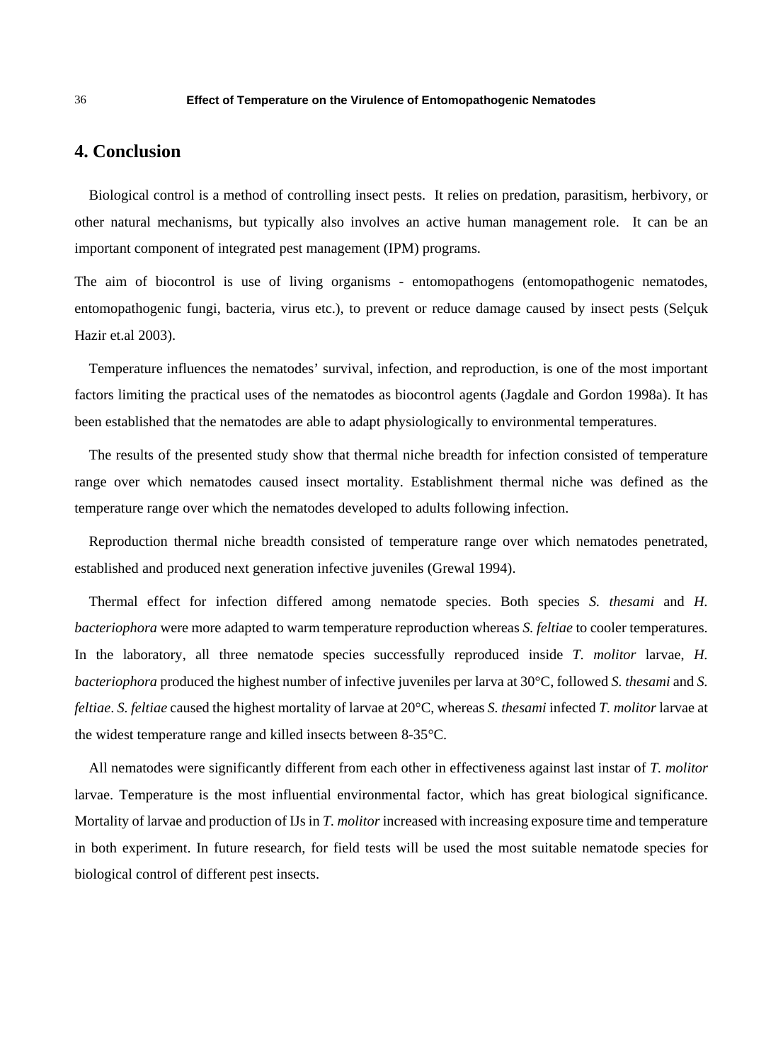## 4. Conclusion

Biological control is a method of controlling insect pests. It relies on predation, parasitism, herbivory, or other natural mechanisms, but typically also involves an active human management role. It can be an important component of integrated pest management (IPM) programs.

The aim of biocontrol is use of living organisms - entomopathogens (entomopathogenic nematodes, entomopathogenic fungi, bacteria, virus etc.), to prevent or reduce damage caused by insect pests (Selçuk Hazir et.al 2003).

Temperature influences the nematodes' survival, infection, and reproduction, is one of the most important factors limiting the practical uses of the nematodes as biocontrol agents (Jagdale and Gordon 1998a). It has been established that the nematodes are able to adapt physiologically to environmental temperatures.

The results of the presented study show that thermal niche breadth for infection consisted of temperature range over which nematodes caused insect mortality. Establishment thermal niche was defined as the temperature range over which the nematodes developed to adults following infection.

Reproduction thermal niche breadth consisted of temperature range over which nematodes penetrated, established and produced next generation infective juveniles (Grewal 1994).

Thermal effect for infection differed among nematode species. Both species *S. thesami* and *H. bacteriophora* were more adapted to warm temperature reproduction whereas *S. feltiae* to cooler temperatures. In the laboratory, all three nematode species successfully reproduced inside *T. molitor* larvae, *H. bacteriophora* produced the highest number of infective juveniles per larva at 30°C, followed *S. thesami* and *S. feltiae*. *S. feltiae* caused the highest mortality of larvae at 20°C, whereas *S. thesami* infected *T. molitor* larvae at the widest temperature range and killed insects between 8-35°C.

All nematodes were significantly different from each other in effectiveness against last instar of *T. molitor* larvae. Temperature is the most influential environmental factor, which has great biological significance. Mortality of larvae and production of IJs in *T. molitor* increased with increasing exposure time and temperature in both experiment. In future research, for field tests will be used the most suitable nematode species for biological control of different pest insects.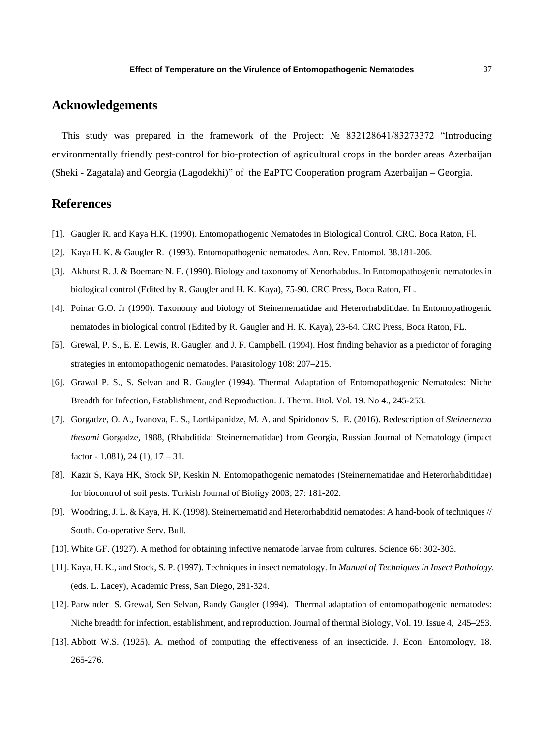## Acknowledgements

This study was prepared in the framework of the Project: № 832128641/83273372 "Introducing environmentally friendly pest-control for bio-protection of agricultural crops in the border areas Azerbaijan (Sheki - Zagatala) and Georgia (Lagodekhi)" of the EaPTC Cooperation program Azerbaijan – Georgia.

## References

[1]. Gaugler R. and Kaya H.K. (1990). Entomopathogenic Nematodes in Biological Control. CRC. Boca Raton, Fl.

[2]. Kaya H. K. & Gaugler R. (1993). Entomopathogenic nematodes. Ann. Rev. Entomol. 38.181-206.

[3]. Akhurst R. J. & Boemare N. E. (1990). Biology and taxonomy of Xenorhabdus. In Entomopathogenic nematodes in biological control (Edited by R. Gaugler and H. K. Kaya), 75-90. CRC Press, Boca Raton, FL.

[4]. Poinar G.O. Jr (1990). Taxonomy and biology of Steinernematidae and Heterorhabditidae. In Entomopathogenic nematodes in biological control (Edited by R. Gaugler and H. K. Kaya), 23-64. CRC Press, Boca Raton, FL.

[5]. Grewal, P. S., E. E. Lewis, R. Gaugler, and J. F. Campbell. (1994). Host finding behavior as a predictor of foraging strategies in entomopathogenic nematodes. Parasitology 108: 207–215.

[6]. Grawal P. S., S. Selvan and R. Gaugler (1994). Thermal Adaptation of Entomopathogenic Nematodes: Niche Breadth for Infection, Establishment, and Reproduction. J. Therm. Biol. Vol. 19. No 4., 245-253.

[7]. Gorgadze, O. A., Ivanova, E. S., Lortkipanidze, M. A. and Spiridonov S. E. (2016). Redescription of *Steinernema thesami* Gorgadze, 1988, (Rhabditida: Steinernematidae) from Georgia, Russian Journal of Nematology (impact factor - 1.081), 24 (1), 17 – 31.

[8]. Kazir S, Kaya HK, Stock SP, Keskin N. Entomopathogenic nematodes (Steinernematidae and Heterorhabditidae) for biocontrol of soil pests. Turkish Journal of Bioligy 2003; 27: 181-202.

[9]. Woodring, J. L. & Kaya, H. K. (1998). Steinernematid and Heterorhabditid nematodes: A hand-book of techniques // South. Co-operative Serv. Bull.

[10]. White GF. (1927). A method for obtaining infective nematode larvae from cultures. Science 66: 302-303.

[11]. Kaya, H. K., and Stock, S. P. (1997). Techniques in insect nematology. In *Manual of Techniques in Insect Pathology*. (eds. L. Lacey), Academic Press, San Diego, 281-324.

[12]. Parwinder S. Grewal, Sen Selvan, Randy Gaugler (1994). Thermal adaptation of entomopathogenic nematodes: Niche breadth for infection, establishment, and reproduction. Journal of thermal Biology, Vol. 19, Issue 4, 245–253.

[13]. Abbott W.S. (1925). A. method of computing the effectiveness of an insecticide. J. Econ. Entomology, 18. 265-276.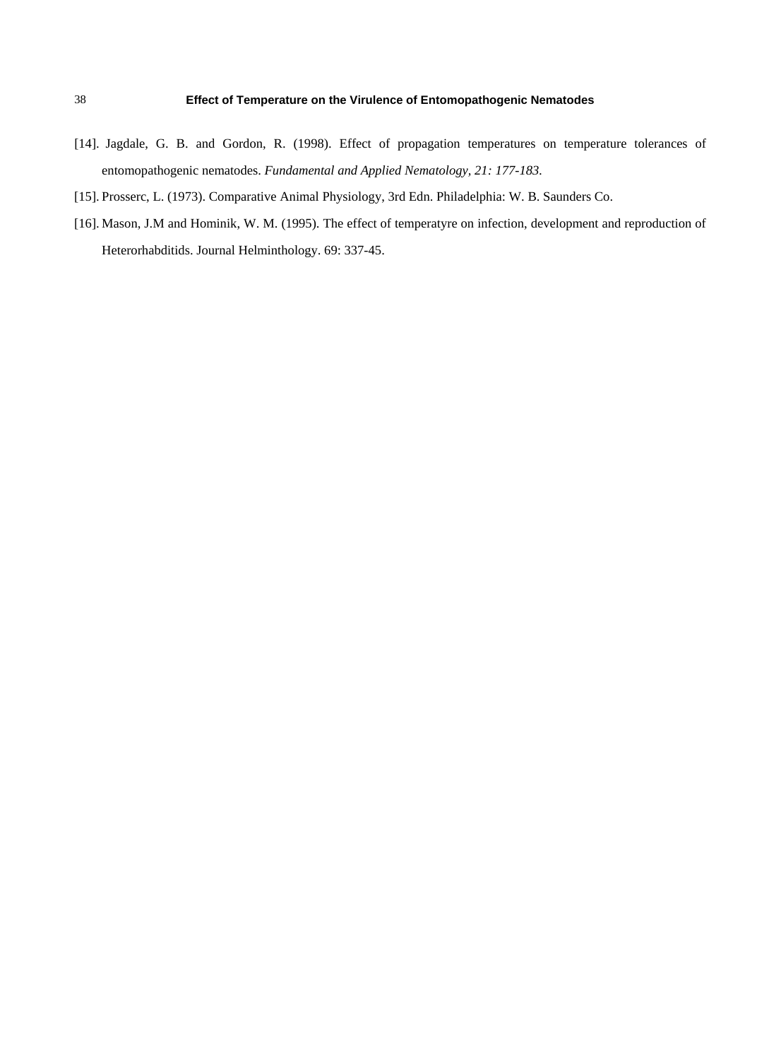[14]. Jagdale, G. B. and Gordon, R. (1998). Effect of propagation temperatures on temperature tolerances of entomopathogenic nematodes. *Fundamental and Applied Nematology, 21: 177-183.*

[15]. Prosserc, L. (1973). Comparative Animal Physiology, 3rd Edn. Philadelphia: W. B. Saunders Co.

[16]. Mason, J.M and Hominik, W. M. (1995). The effect of temperatyre on infection, development and reproduction of Heterorhabditids. Journal Helminthology. 69: 337-45.